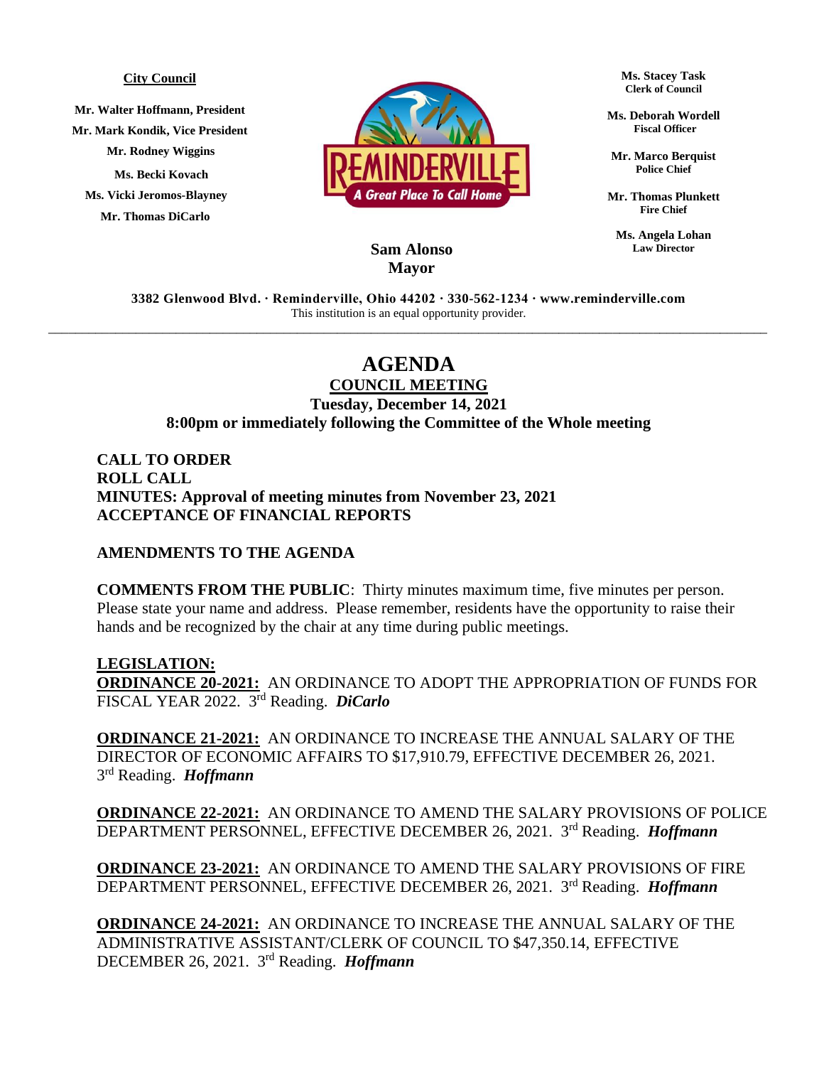**City Council**

**Mr. Walter Hoffmann, President**
**Mr. Mark Kondik, Vice President**
**Mr. Rodney Wiggins**
**Ms. Becki Kovach**
**Ms. Vicki Jeromos-Blayney**
**Mr. Thomas DiCarlo**

**Sam Alonso**
**Mayor**

**Ms. Stacey Task**
**Clerk of Council**

**Ms. Deborah Wordell**
**Fiscal Officer**

**Mr. Marco Berquist**
**Police Chief**

**Mr. Thomas Plunkett**
**Fire Chief**

**Ms. Angela Lohan**
**Law Director**

**3382 Glenwood Blvd. · Reminderville, Ohio 44202 · 330-562-1234 · www.reminderville.com**
This institution is an equal opportunity provider.

---

# AGENDA

## COUNCIL MEETING

**Tuesday, December 14, 2021**
**8:00pm or immediately following the Committee of the Whole meeting**

**CALL TO ORDER**
**ROLL CALL**
**MINUTES: Approval of meeting minutes from November 23, 2021**
**ACCEPTANCE OF FINANCIAL REPORTS**

**AMENDMENTS TO THE AGENDA**

**COMMENTS FROM THE PUBLIC**: Thirty minutes maximum time, five minutes per person. Please state your name and address. Please remember, residents have the opportunity to raise their hands and be recognized by the chair at any time during public meetings.

**LEGISLATION:**

**ORDINANCE 20-2021:** AN ORDINANCE TO ADOPT THE APPROPRIATION OF FUNDS FOR FISCAL YEAR 2022. 3rd Reading. ***DiCarlo***

**ORDINANCE 21-2021:** AN ORDINANCE TO INCREASE THE ANNUAL SALARY OF THE DIRECTOR OF ECONOMIC AFFAIRS TO $17,910.79, EFFECTIVE DECEMBER 26, 2021. 3rd Reading. ***Hoffmann***

**ORDINANCE 22-2021:** AN ORDINANCE TO AMEND THE SALARY PROVISIONS OF POLICE DEPARTMENT PERSONNEL, EFFECTIVE DECEMBER 26, 2021. 3rd Reading. ***Hoffmann***

**ORDINANCE 23-2021:** AN ORDINANCE TO AMEND THE SALARY PROVISIONS OF FIRE DEPARTMENT PERSONNEL, EFFECTIVE DECEMBER 26, 2021. 3rd Reading. ***Hoffmann***

**ORDINANCE 24-2021:** AN ORDINANCE TO INCREASE THE ANNUAL SALARY OF THE ADMINISTRATIVE ASSISTANT/CLERK OF COUNCIL TO $47,350.14, EFFECTIVE DECEMBER 26, 2021. 3rd Reading. ***Hoffmann***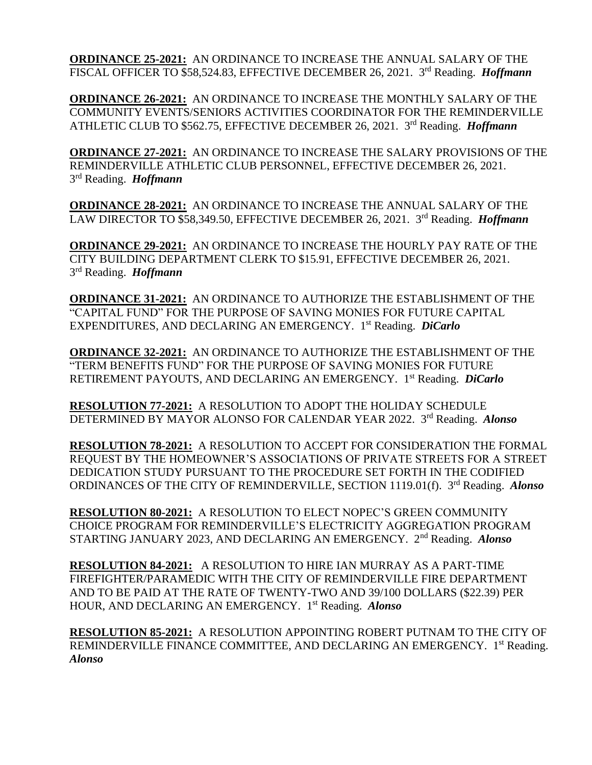**ORDINANCE 25-2021:** AN ORDINANCE TO INCREASE THE ANNUAL SALARY OF THE FISCAL OFFICER TO $58,524.83, EFFECTIVE DECEMBER 26, 2021. 3rd Reading. ***Hoffmann***

**ORDINANCE 26-2021:** AN ORDINANCE TO INCREASE THE MONTHLY SALARY OF THE COMMUNITY EVENTS/SENIORS ACTIVITIES COORDINATOR FOR THE REMINDERVILLE ATHLETIC CLUB TO $562.75, EFFECTIVE DECEMBER 26, 2021. 3rd Reading. ***Hoffmann***

**ORDINANCE 27-2021:** AN ORDINANCE TO INCREASE THE SALARY PROVISIONS OF THE REMINDERVILLE ATHLETIC CLUB PERSONNEL, EFFECTIVE DECEMBER 26, 2021. 3rd Reading. ***Hoffmann***

**ORDINANCE 28-2021:** AN ORDINANCE TO INCREASE THE ANNUAL SALARY OF THE LAW DIRECTOR TO $58,349.50, EFFECTIVE DECEMBER 26, 2021. 3rd Reading. ***Hoffmann***

**ORDINANCE 29-2021:** AN ORDINANCE TO INCREASE THE HOURLY PAY RATE OF THE CITY BUILDING DEPARTMENT CLERK TO $15.91, EFFECTIVE DECEMBER 26, 2021. 3rd Reading. ***Hoffmann***

**ORDINANCE 31-2021:** AN ORDINANCE TO AUTHORIZE THE ESTABLISHMENT OF THE "CAPITAL FUND" FOR THE PURPOSE OF SAVING MONIES FOR FUTURE CAPITAL EXPENDITURES, AND DECLARING AN EMERGENCY. 1st Reading. ***DiCarlo***

**ORDINANCE 32-2021:** AN ORDINANCE TO AUTHORIZE THE ESTABLISHMENT OF THE "TERM BENEFITS FUND" FOR THE PURPOSE OF SAVING MONIES FOR FUTURE RETIREMENT PAYOUTS, AND DECLARING AN EMERGENCY. 1st Reading. ***DiCarlo***

**RESOLUTION 77-2021:** A RESOLUTION TO ADOPT THE HOLIDAY SCHEDULE DETERMINED BY MAYOR ALONSO FOR CALENDAR YEAR 2022. 3rd Reading. ***Alonso***

**RESOLUTION 78-2021:** A RESOLUTION TO ACCEPT FOR CONSIDERATION THE FORMAL REQUEST BY THE HOMEOWNER'S ASSOCIATIONS OF PRIVATE STREETS FOR A STREET DEDICATION STUDY PURSUANT TO THE PROCEDURE SET FORTH IN THE CODIFIED ORDINANCES OF THE CITY OF REMINDERVILLE, SECTION 1119.01(f). 3rd Reading. ***Alonso***

**RESOLUTION 80-2021:** A RESOLUTION TO ELECT NOPEC'S GREEN COMMUNITY CHOICE PROGRAM FOR REMINDERVILLE'S ELECTRICITY AGGREGATION PROGRAM STARTING JANUARY 2023, AND DECLARING AN EMERGENCY. 2nd Reading. ***Alonso***

**RESOLUTION 84-2021:** A RESOLUTION TO HIRE IAN MURRAY AS A PART-TIME FIREFIGHTER/PARAMEDIC WITH THE CITY OF REMINDERVILLE FIRE DEPARTMENT AND TO BE PAID AT THE RATE OF TWENTY-TWO AND 39/100 DOLLARS ($22.39) PER HOUR, AND DECLARING AN EMERGENCY. 1st Reading. ***Alonso***

**RESOLUTION 85-2021:** A RESOLUTION APPOINTING ROBERT PUTNAM TO THE CITY OF REMINDERVILLE FINANCE COMMITTEE, AND DECLARING AN EMERGENCY. 1st Reading. ***Alonso***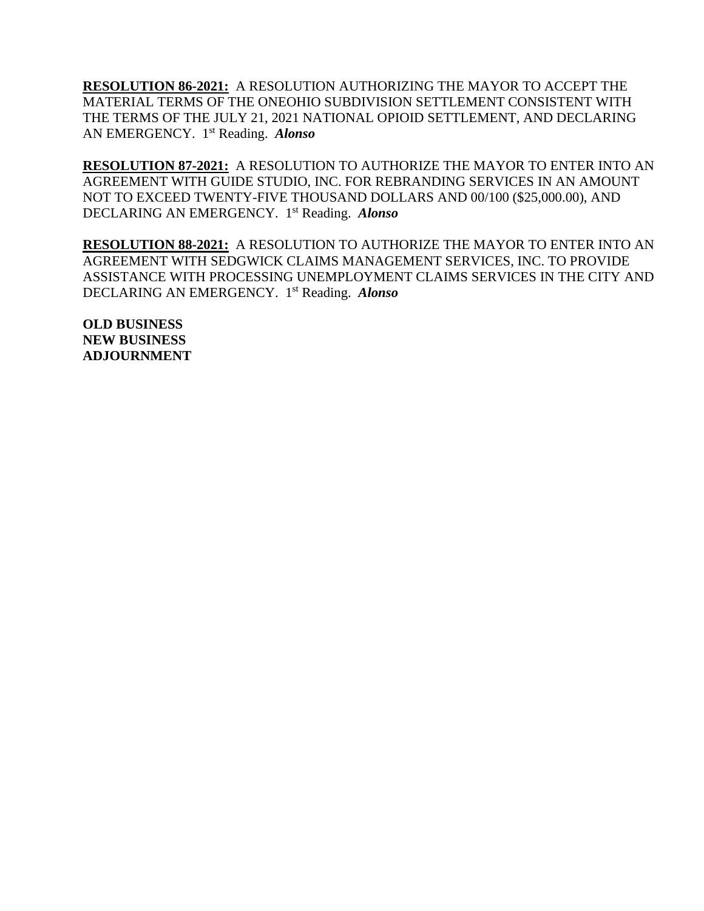**RESOLUTION 86-2021:** A RESOLUTION AUTHORIZING THE MAYOR TO ACCEPT THE MATERIAL TERMS OF THE ONEOHIO SUBDIVISION SETTLEMENT CONSISTENT WITH THE TERMS OF THE JULY 21, 2021 NATIONAL OPIOID SETTLEMENT, AND DECLARING AN EMERGENCY. 1st Reading. ***Alonso***

**RESOLUTION 87-2021:** A RESOLUTION TO AUTHORIZE THE MAYOR TO ENTER INTO AN AGREEMENT WITH GUIDE STUDIO, INC. FOR REBRANDING SERVICES IN AN AMOUNT NOT TO EXCEED TWENTY-FIVE THOUSAND DOLLARS AND 00/100 ($25,000.00), AND DECLARING AN EMERGENCY. 1st Reading. ***Alonso***

**RESOLUTION 88-2021:** A RESOLUTION TO AUTHORIZE THE MAYOR TO ENTER INTO AN AGREEMENT WITH SEDGWICK CLAIMS MANAGEMENT SERVICES, INC. TO PROVIDE ASSISTANCE WITH PROCESSING UNEMPLOYMENT CLAIMS SERVICES IN THE CITY AND DECLARING AN EMERGENCY. 1st Reading. ***Alonso***

**OLD BUSINESS**
**NEW BUSINESS**
**ADJOURNMENT**